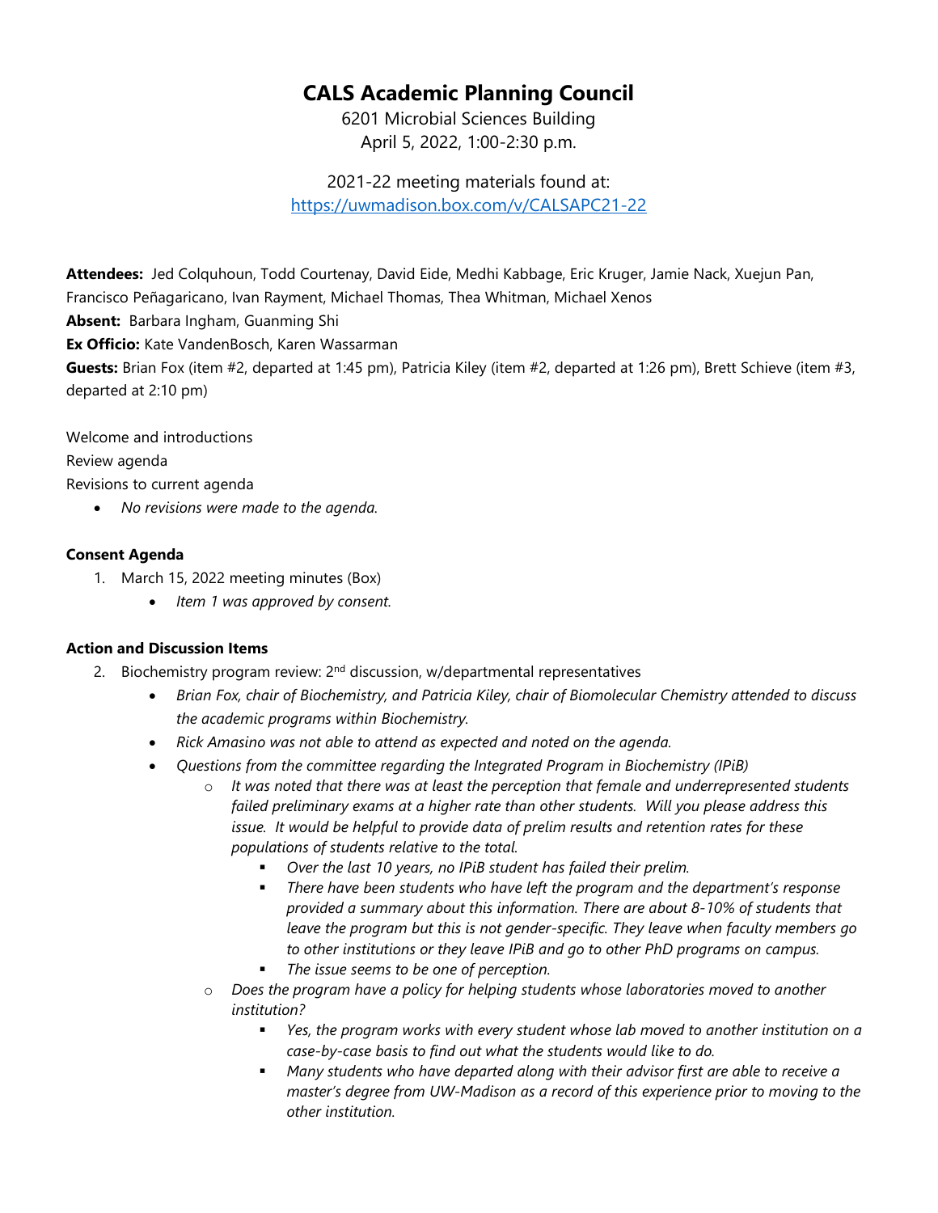# CALS Academic Planning Council

6201 Microbial Sciences Building
April 5, 2022, 1:00-2:30 p.m.

2021-22 meeting materials found at:
https://uwmadison.box.com/v/CALSAPC21-22

**Attendees:** Jed Colquhoun, Todd Courtenay, David Eide, Medhi Kabbage, Eric Kruger, Jamie Nack, Xuejun Pan, Francisco Peñagaricano, Ivan Rayment, Michael Thomas, Thea Whitman, Michael Xenos
**Absent:** Barbara Ingham, Guanming Shi
**Ex Officio:** Kate VandenBosch, Karen Wassarman
**Guests:** Brian Fox (item #2, departed at 1:45 pm), Patricia Kiley (item #2, departed at 1:26 pm), Brett Schieve (item #3, departed at 2:10 pm)

Welcome and introductions
Review agenda
Revisions to current agenda

- *No revisions were made to the agenda.*

**Consent Agenda**

1. March 15, 2022 meeting minutes (Box)
    - *Item 1 was approved by consent.*

**Action and Discussion Items**

2. Biochemistry program review: 2nd discussion, w/departmental representatives
    - *Brian Fox, chair of Biochemistry, and Patricia Kiley, chair of Biomolecular Chemistry attended to discuss the academic programs within Biochemistry.*
    - *Rick Amasino was not able to attend as expected and noted on the agenda.*
    - *Questions from the committee regarding the Integrated Program in Biochemistry (IPiB)*
        - *It was noted that there was at least the perception that female and underrepresented students failed preliminary exams at a higher rate than other students. Will you please address this issue. It would be helpful to provide data of prelim results and retention rates for these populations of students relative to the total.*
            - *Over the last 10 years, no IPiB student has failed their prelim.*
            - *There have been students who have left the program and the department's response provided a summary about this information. There are about 8-10% of students that leave the program but this is not gender-specific. They leave when faculty members go to other institutions or they leave IPiB and go to other PhD programs on campus.*
            - *The issue seems to be one of perception.*
        - *Does the program have a policy for helping students whose laboratories moved to another institution?*
            - *Yes, the program works with every student whose lab moved to another institution on a case-by-case basis to find out what the students would like to do.*
            - *Many students who have departed along with their advisor first are able to receive a master's degree from UW-Madison as a record of this experience prior to moving to the other institution.*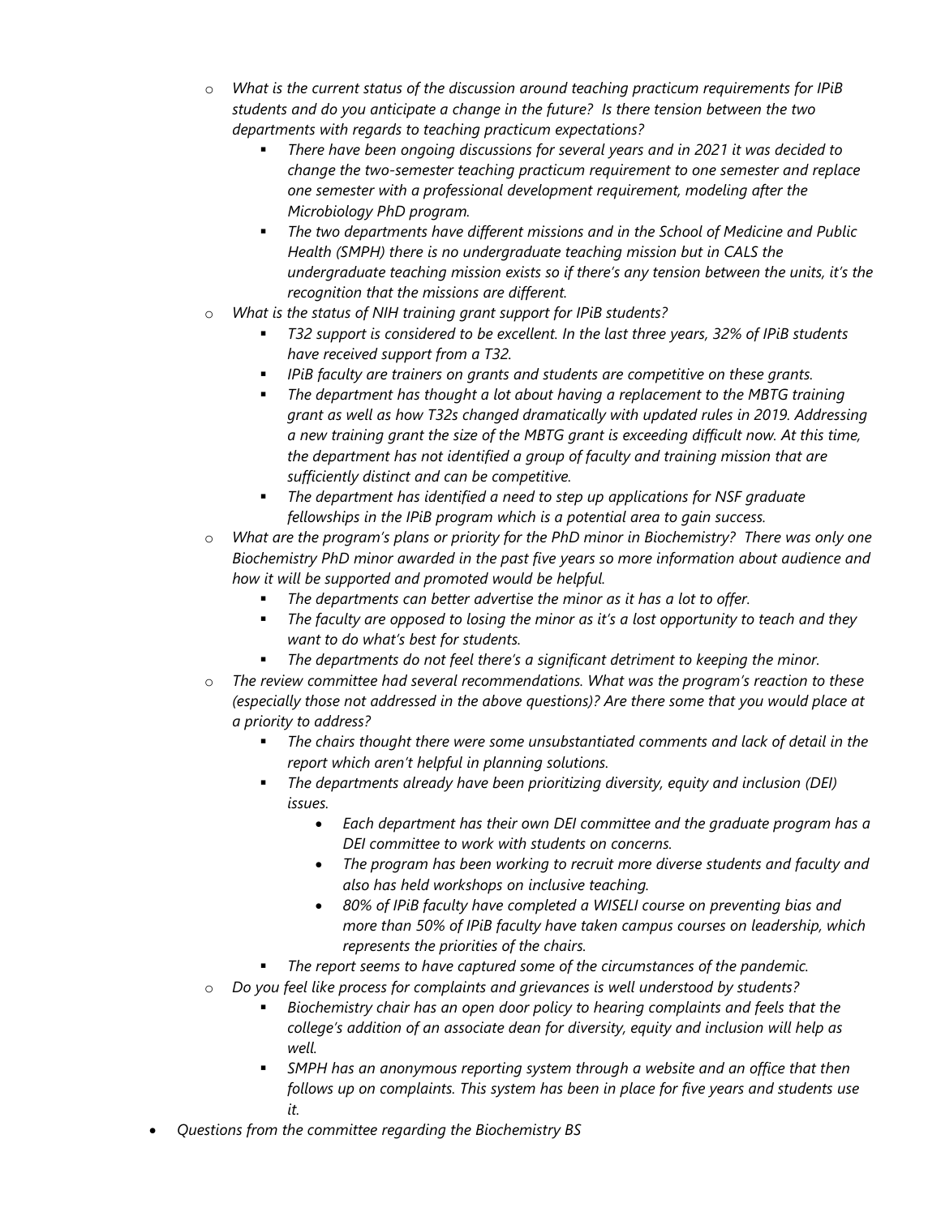- *What is the current status of the discussion around teaching practicum requirements for IPiB students and do you anticipate a change in the future? Is there tension between the two departments with regards to teaching practicum expectations?*
    - *There have been ongoing discussions for several years and in 2021 it was decided to change the two-semester teaching practicum requirement to one semester and replace one semester with a professional development requirement, modeling after the Microbiology PhD program.*
    - *The two departments have different missions and in the School of Medicine and Public Health (SMPH) there is no undergraduate teaching mission but in CALS the undergraduate teaching mission exists so if there's any tension between the units, it's the recognition that the missions are different.*
  - *What is the status of NIH training grant support for IPiB students?*
    - *T32 support is considered to be excellent. In the last three years, 32% of IPiB students have received support from a T32.*
    - *IPiB faculty are trainers on grants and students are competitive on these grants.*
    - *The department has thought a lot about having a replacement to the MBTG training grant as well as how T32s changed dramatically with updated rules in 2019. Addressing a new training grant the size of the MBTG grant is exceeding difficult now. At this time, the department has not identified a group of faculty and training mission that are sufficiently distinct and can be competitive.*
    - *The department has identified a need to step up applications for NSF graduate fellowships in the IPiB program which is a potential area to gain success.*
  - *What are the program's plans or priority for the PhD minor in Biochemistry? There was only one Biochemistry PhD minor awarded in the past five years so more information about audience and how it will be supported and promoted would be helpful.*
    - *The departments can better advertise the minor as it has a lot to offer.*
    - *The faculty are opposed to losing the minor as it's a lost opportunity to teach and they want to do what's best for students.*
    - *The departments do not feel there's a significant detriment to keeping the minor.*
  - *The review committee had several recommendations. What was the program's reaction to these (especially those not addressed in the above questions)? Are there some that you would place at a priority to address?*
    - *The chairs thought there were some unsubstantiated comments and lack of detail in the report which aren't helpful in planning solutions.*
    - *The departments already have been prioritizing diversity, equity and inclusion (DEI) issues.*
      - *Each department has their own DEI committee and the graduate program has a DEI committee to work with students on concerns.*
      - *The program has been working to recruit more diverse students and faculty and also has held workshops on inclusive teaching.*
      - *80% of IPiB faculty have completed a WISELI course on preventing bias and more than 50% of IPiB faculty have taken campus courses on leadership, which represents the priorities of the chairs.*
    - *The report seems to have captured some of the circumstances of the pandemic.*
  - *Do you feel like process for complaints and grievances is well understood by students?*
    - *Biochemistry chair has an open door policy to hearing complaints and feels that the college's addition of an associate dean for diversity, equity and inclusion will help as well.*
    - *SMPH has an anonymous reporting system through a website and an office that then follows up on complaints. This system has been in place for five years and students use it.*
- *Questions from the committee regarding the Biochemistry BS*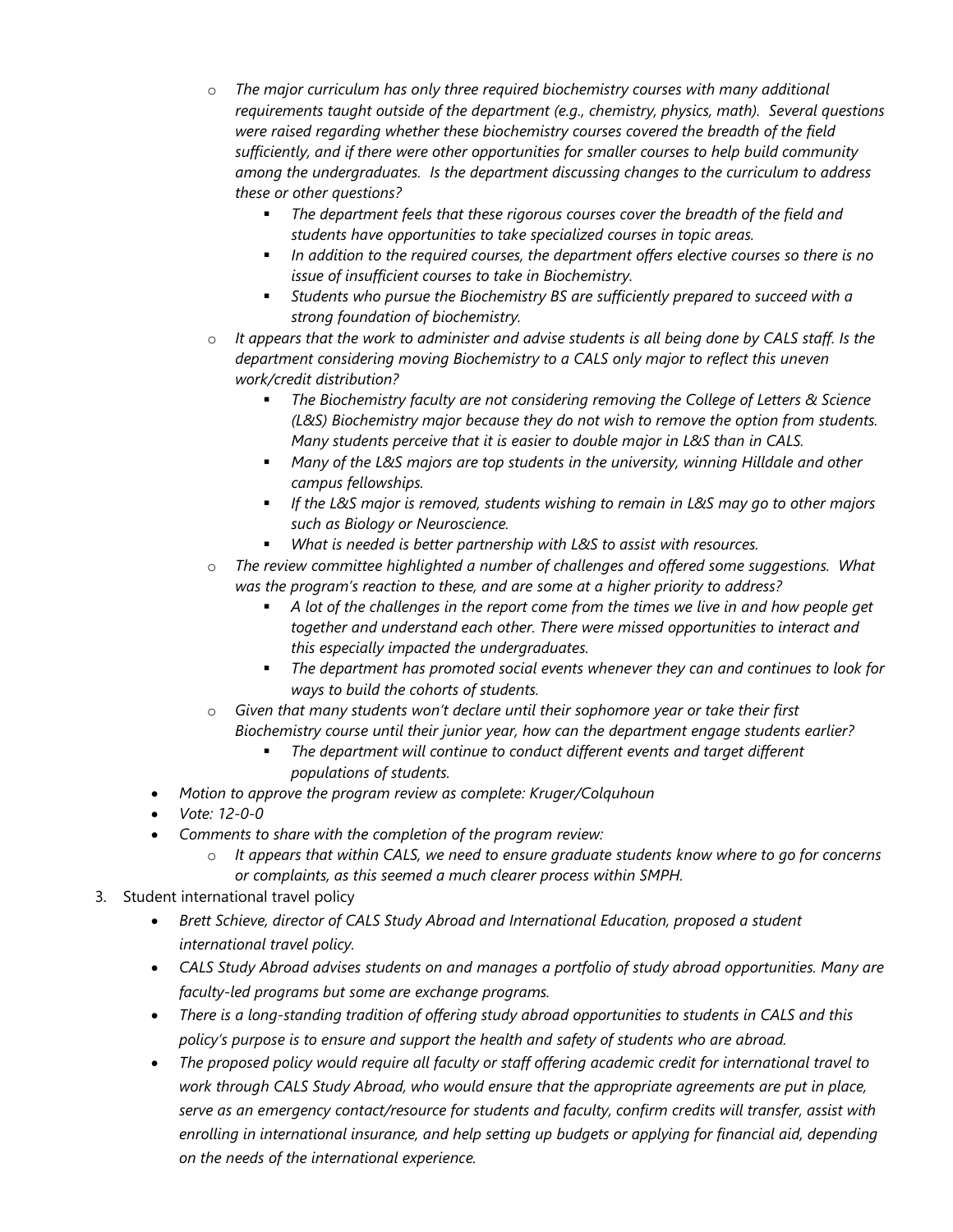- *The major curriculum has only three required biochemistry courses with many additional requirements taught outside of the department (e.g., chemistry, physics, math). Several questions were raised regarding whether these biochemistry courses covered the breadth of the field sufficiently, and if there were other opportunities for smaller courses to help build community among the undergraduates. Is the department discussing changes to the curriculum to address these or other questions?*
    - *The department feels that these rigorous courses cover the breadth of the field and students have opportunities to take specialized courses in topic areas.*
    - *In addition to the required courses, the department offers elective courses so there is no issue of insufficient courses to take in Biochemistry.*
    - *Students who pursue the Biochemistry BS are sufficiently prepared to succeed with a strong foundation of biochemistry.*
- *It appears that the work to administer and advise students is all being done by CALS staff. Is the department considering moving Biochemistry to a CALS only major to reflect this uneven work/credit distribution?*
    - *The Biochemistry faculty are not considering removing the College of Letters & Science (L&S) Biochemistry major because they do not wish to remove the option from students. Many students perceive that it is easier to double major in L&S than in CALS.*
    - *Many of the L&S majors are top students in the university, winning Hilldale and other campus fellowships.*
    - *If the L&S major is removed, students wishing to remain in L&S may go to other majors such as Biology or Neuroscience.*
    - *What is needed is better partnership with L&S to assist with resources.*
- *The review committee highlighted a number of challenges and offered some suggestions. What was the program's reaction to these, and are some at a higher priority to address?*
    - *A lot of the challenges in the report come from the times we live in and how people get together and understand each other. There were missed opportunities to interact and this especially impacted the undergraduates.*
    - *The department has promoted social events whenever they can and continues to look for ways to build the cohorts of students.*
- *Given that many students won't declare until their sophomore year or take their first Biochemistry course until their junior year, how can the department engage students earlier?*
    - *The department will continue to conduct different events and target different populations of students.*

- *Motion to approve the program review as complete: Kruger/Colquhoun*
- *Vote: 12-0-0*
- *Comments to share with the completion of the program review:*
    - *It appears that within CALS, we need to ensure graduate students know where to go for concerns or complaints, as this seemed a much clearer process within SMPH.*

3. Student international travel policy
    - *Brett Schieve, director of CALS Study Abroad and International Education, proposed a student international travel policy.*
    - *CALS Study Abroad advises students on and manages a portfolio of study abroad opportunities. Many are faculty-led programs but some are exchange programs.*
    - *There is a long-standing tradition of offering study abroad opportunities to students in CALS and this policy's purpose is to ensure and support the health and safety of students who are abroad.*
    - *The proposed policy would require all faculty or staff offering academic credit for international travel to work through CALS Study Abroad, who would ensure that the appropriate agreements are put in place, serve as an emergency contact/resource for students and faculty, confirm credits will transfer, assist with enrolling in international insurance, and help setting up budgets or applying for financial aid, depending on the needs of the international experience.*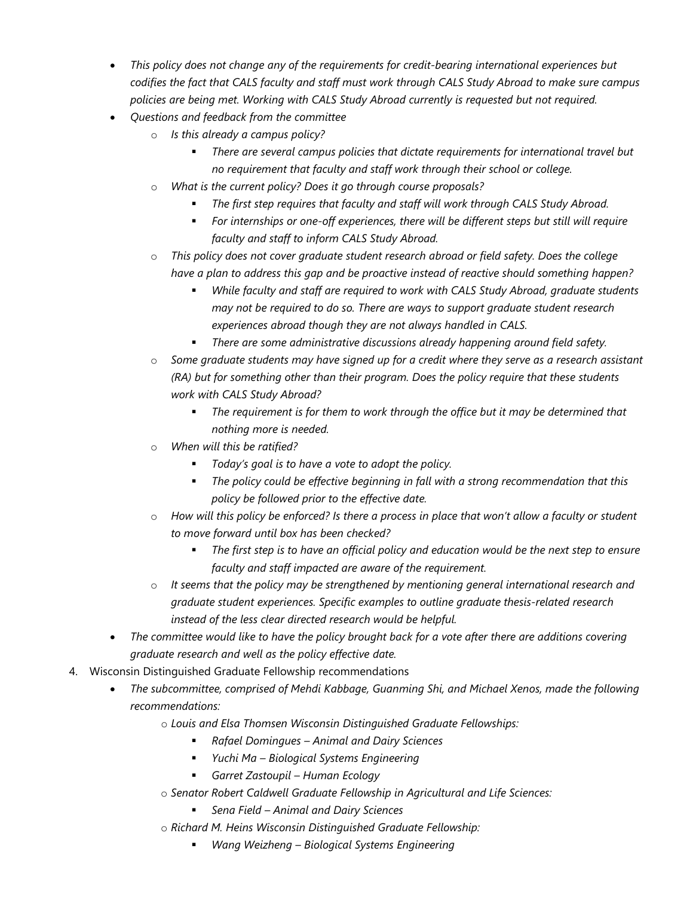- *This policy does not change any of the requirements for credit-bearing international experiences but codifies the fact that CALS faculty and staff must work through CALS Study Abroad to make sure campus policies are being met. Working with CALS Study Abroad currently is requested but not required.*
- *Questions and feedback from the committee*
    - *Is this already a campus policy?*
        - *There are several campus policies that dictate requirements for international travel but no requirement that faculty and staff work through their school or college.*
    - *What is the current policy? Does it go through course proposals?*
        - *The first step requires that faculty and staff will work through CALS Study Abroad.*
        - *For internships or one-off experiences, there will be different steps but still will require faculty and staff to inform CALS Study Abroad.*
    - *This policy does not cover graduate student research abroad or field safety. Does the college have a plan to address this gap and be proactive instead of reactive should something happen?*
        - *While faculty and staff are required to work with CALS Study Abroad, graduate students may not be required to do so. There are ways to support graduate student research experiences abroad though they are not always handled in CALS.*
        - *There are some administrative discussions already happening around field safety.*
    - *Some graduate students may have signed up for a credit where they serve as a research assistant (RA) but for something other than their program. Does the policy require that these students work with CALS Study Abroad?*
        - *The requirement is for them to work through the office but it may be determined that nothing more is needed.*
    - *When will this be ratified?*
        - *Today's goal is to have a vote to adopt the policy.*
        - *The policy could be effective beginning in fall with a strong recommendation that this policy be followed prior to the effective date.*
    - *How will this policy be enforced? Is there a process in place that won't allow a faculty or student to move forward until box has been checked?*
        - *The first step is to have an official policy and education would be the next step to ensure faculty and staff impacted are aware of the requirement.*
    - *It seems that the policy may be strengthened by mentioning general international research and graduate student experiences. Specific examples to outline graduate thesis-related research instead of the less clear directed research would be helpful.*
- *The committee would like to have the policy brought back for a vote after there are additions covering graduate research and well as the policy effective date.*

4. Wisconsin Distinguished Graduate Fellowship recommendations
    - *The subcommittee, comprised of Mehdi Kabbage, Guanming Shi, and Michael Xenos, made the following recommendations:*
        - *Louis and Elsa Thomsen Wisconsin Distinguished Graduate Fellowships:*
            - *Rafael Domingues – Animal and Dairy Sciences*
            - *Yuchi Ma – Biological Systems Engineering*
            - *Garret Zastoupil – Human Ecology*
        - *Senator Robert Caldwell Graduate Fellowship in Agricultural and Life Sciences:*
            - *Sena Field – Animal and Dairy Sciences*
        - *Richard M. Heins Wisconsin Distinguished Graduate Fellowship:*
            - *Wang Weizheng – Biological Systems Engineering*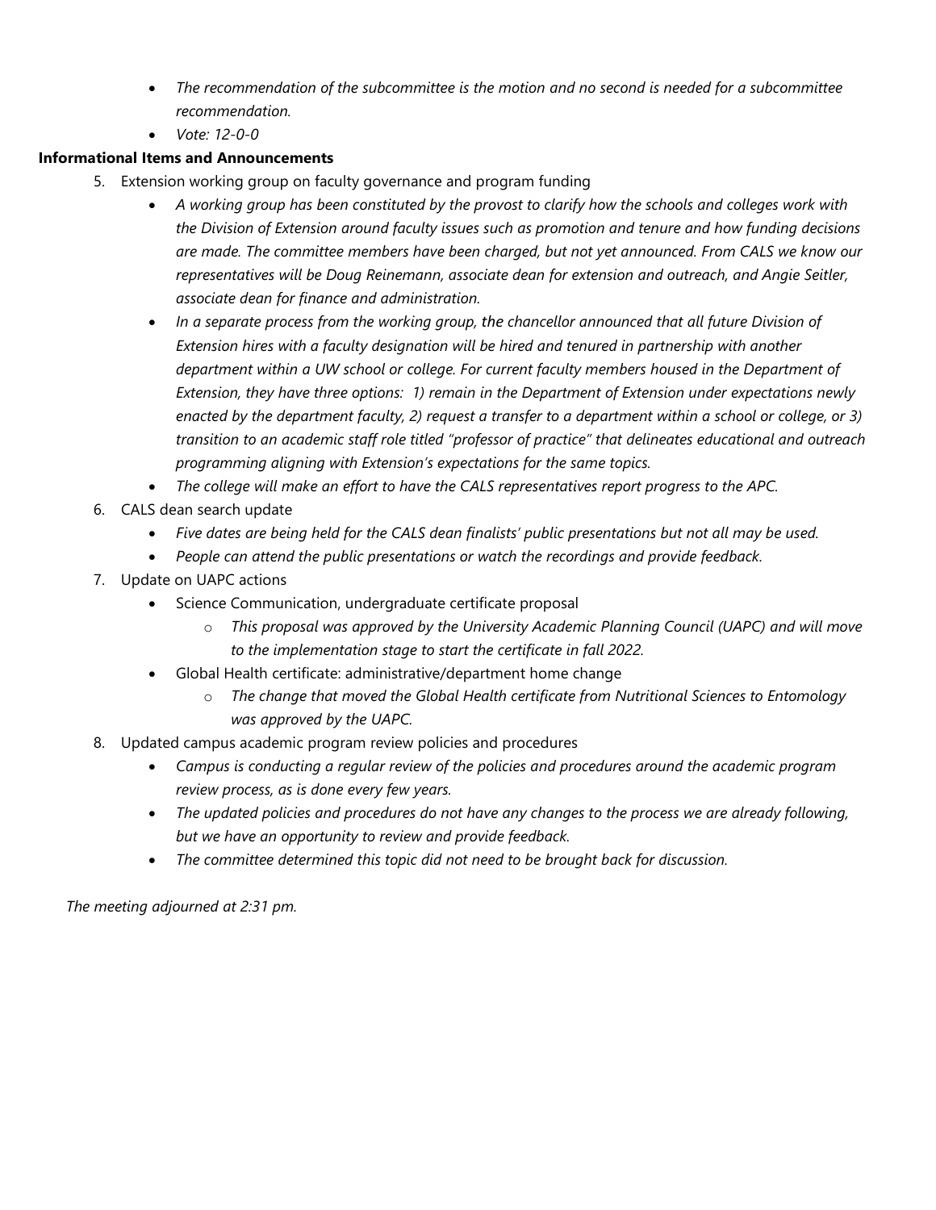- *The recommendation of the subcommittee is the motion and no second is needed for a subcommittee recommendation.*
- *Vote: 12-0-0*

**Informational Items and Announcements**

5. Extension working group on faculty governance and program funding
    - *A working group has been constituted by the provost to clarify how the schools and colleges work with the Division of Extension around faculty issues such as promotion and tenure and how funding decisions are made. The committee members have been charged, but not yet announced. From CALS we know our representatives will be Doug Reinemann, associate dean for extension and outreach, and Angie Seitler, associate dean for finance and administration.*
    - *In a separate process from the working group, the chancellor announced that all future Division of Extension hires with a faculty designation will be hired and tenured in partnership with another department within a UW school or college. For current faculty members housed in the Department of Extension, they have three options: 1) remain in the Department of Extension under expectations newly enacted by the department faculty, 2) request a transfer to a department within a school or college, or 3) transition to an academic staff role titled "professor of practice" that delineates educational and outreach programming aligning with Extension's expectations for the same topics.*
    - *The college will make an effort to have the CALS representatives report progress to the APC.*
6. CALS dean search update
    - *Five dates are being held for the CALS dean finalists' public presentations but not all may be used.*
    - *People can attend the public presentations or watch the recordings and provide feedback.*
7. Update on UAPC actions
    - Science Communication, undergraduate certificate proposal
        - *This proposal was approved by the University Academic Planning Council (UAPC) and will move to the implementation stage to start the certificate in fall 2022.*
    - Global Health certificate: administrative/department home change
        - *The change that moved the Global Health certificate from Nutritional Sciences to Entomology was approved by the UAPC.*
8. Updated campus academic program review policies and procedures
    - *Campus is conducting a regular review of the policies and procedures around the academic program review process, as is done every few years.*
    - *The updated policies and procedures do not have any changes to the process we are already following, but we have an opportunity to review and provide feedback.*
    - *The committee determined this topic did not need to be brought back for discussion.*

*The meeting adjourned at 2:31 pm.*